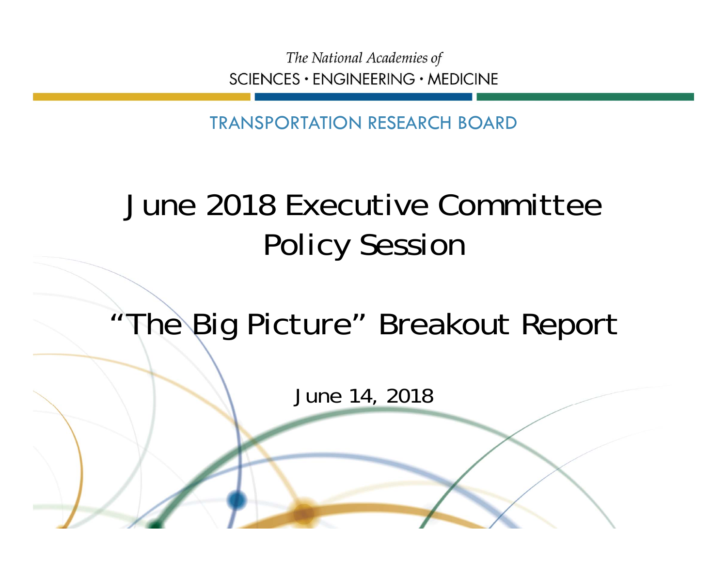The National Academies of
SCIENCES · ENGINEERING · MEDICINE

TRANSPORTATION RESEARCH BOARD

# June 2018 Executive Committee Policy Session

## "The Big Picture" Breakout Report

June 14, 2018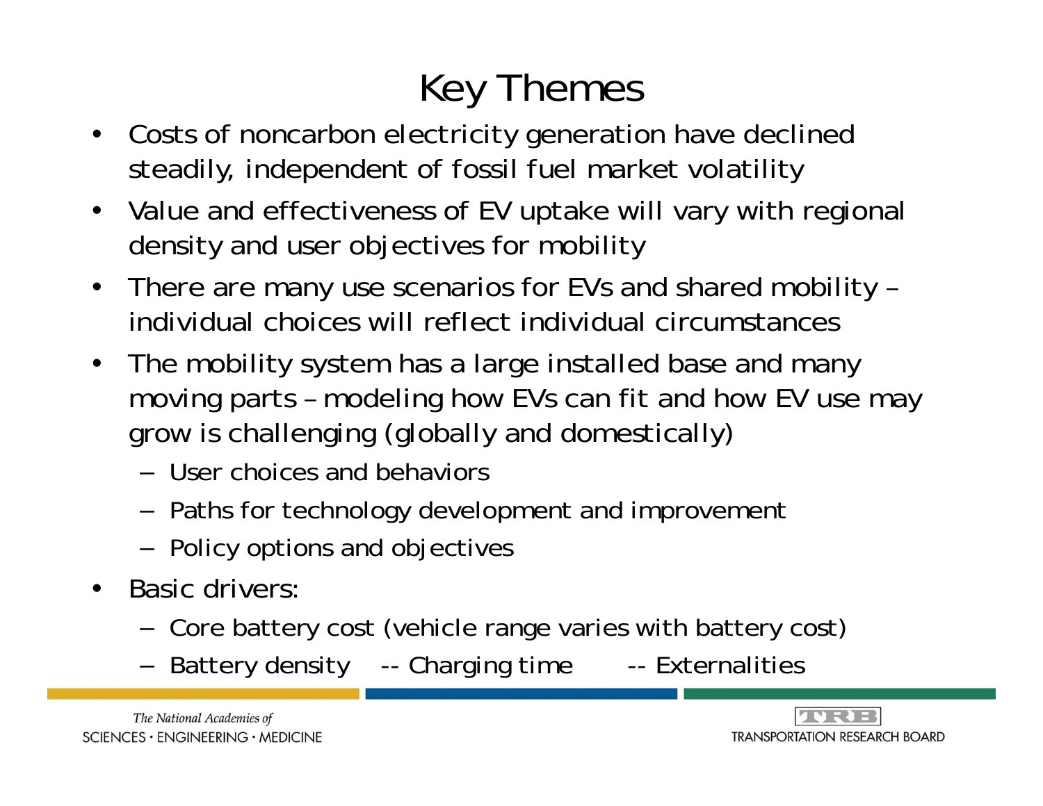# Key Themes

- Costs of noncarbon electricity generation have declined steadily, independent of fossil fuel market volatility
- Value and effectiveness of EV uptake will vary with regional density and user objectives for mobility
- There are many use scenarios for EVs and shared mobility – individual choices will reflect individual circumstances
- The mobility system has a large installed base and many moving parts – modeling how EVs can fit and how EV use may grow is challenging (globally and domestically)
  - User choices and behaviors
  - Paths for technology development and improvement
  - Policy options and objectives
- Basic drivers:
  - Core battery cost (vehicle range varies with battery cost)
  - Battery density -- Charging time -- Externalities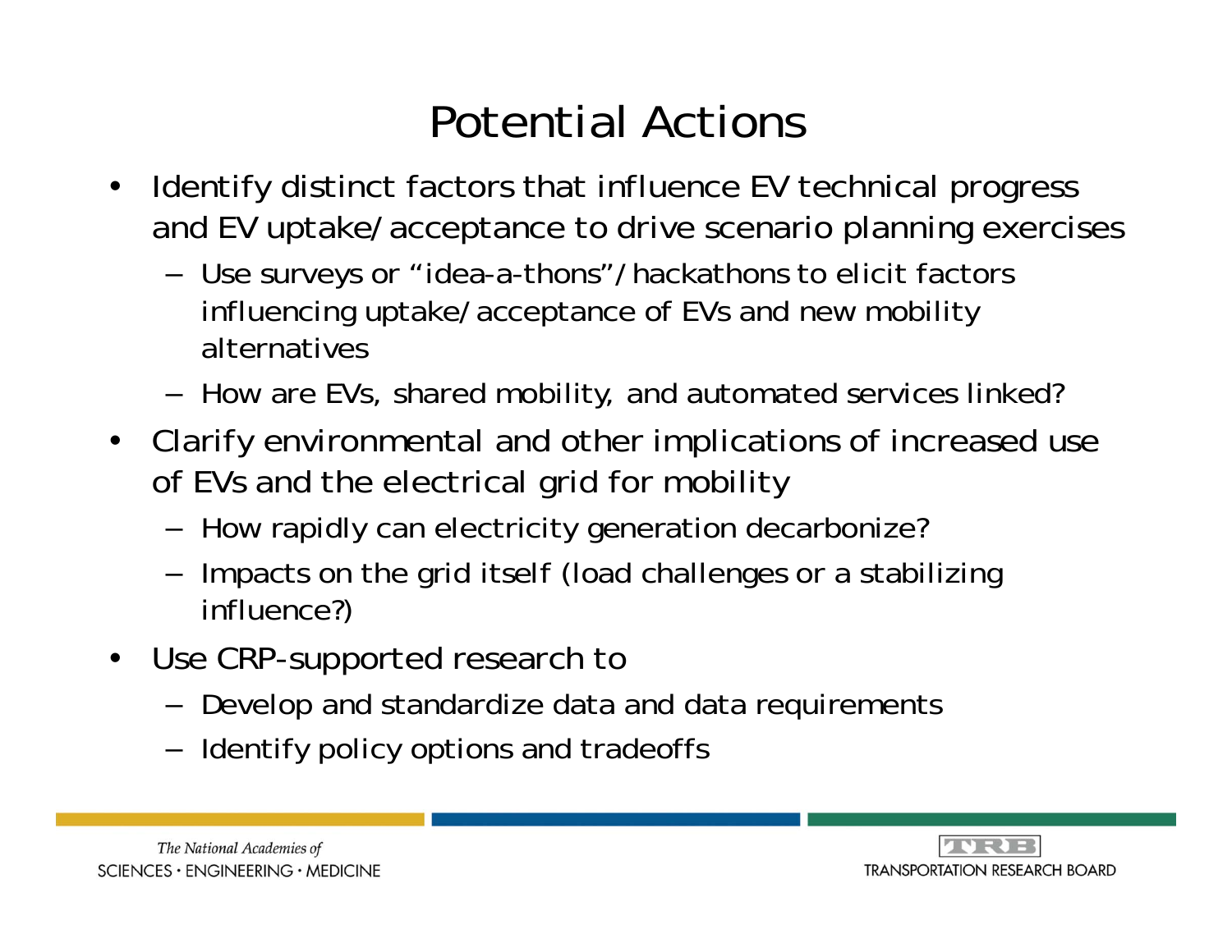# Potential Actions

- Identify distinct factors that influence EV technical progress and EV uptake/acceptance to drive scenario planning exercises
  - Use surveys or "idea-a-thons"/hackathons to elicit factors influencing uptake/acceptance of EVs and new mobility alternatives
  - How are EVs, shared mobility, and automated services linked?
- Clarify environmental and other implications of increased use of EVs and the electrical grid for mobility
  - How rapidly can electricity generation decarbonize?
  - Impacts on the grid itself (load challenges or a stabilizing influence?)
- Use CRP-supported research to
  - Develop and standardize data and data requirements
  - Identify policy options and tradeoffs